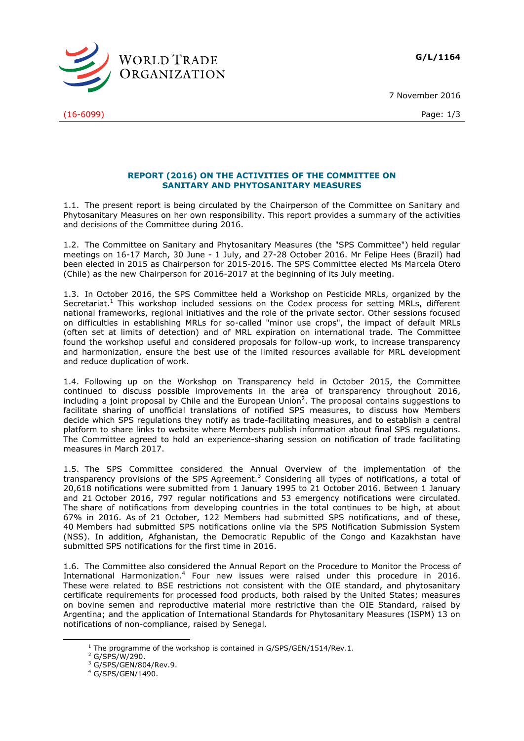WORLD TRADE ORGANIZATION

**G/L/1164**

7 November 2016

(16-6099)

## REPORT (2016) ON THE ACTIVITIES OF THE COMMITTEE ON SANITARY AND PHYTOSANITARY MEASURES

1.1. The present report is being circulated by the Chairperson of the Committee on Sanitary and Phytosanitary Measures on her own responsibility. This report provides a summary of the activities and decisions of the Committee during 2016.

1.2. The Committee on Sanitary and Phytosanitary Measures (the "SPS Committee") held regular meetings on 16-17 March, 30 June - 1 July, and 27-28 October 2016. Mr Felipe Hees (Brazil) had been elected in 2015 as Chairperson for 2015-2016. The SPS Committee elected Ms Marcela Otero (Chile) as the new Chairperson for 2016-2017 at the beginning of its July meeting.

1.3. In October 2016, the SPS Committee held a Workshop on Pesticide MRLs, organized by the Secretariat.[1] This workshop included sessions on the Codex process for setting MRLs, different national frameworks, regional initiatives and the role of the private sector. Other sessions focused on difficulties in establishing MRLs for so-called "minor use crops", the impact of default MRLs (often set at limits of detection) and of MRL expiration on international trade. The Committee found the workshop useful and considered proposals for follow-up work, to increase transparency and harmonization, ensure the best use of the limited resources available for MRL development and reduce duplication of work.

1.4. Following up on the Workshop on Transparency held in October 2015, the Committee continued to discuss possible improvements in the area of transparency throughout 2016, including a joint proposal by Chile and the European Union[2]. The proposal contains suggestions to facilitate sharing of unofficial translations of notified SPS measures, to discuss how Members decide which SPS regulations they notify as trade-facilitating measures, and to establish a central platform to share links to website where Members publish information about final SPS regulations. The Committee agreed to hold an experience-sharing session on notification of trade facilitating measures in March 2017.

1.5. The SPS Committee considered the Annual Overview of the implementation of the transparency provisions of the SPS Agreement.[3] Considering all types of notifications, a total of 20,618 notifications were submitted from 1 January 1995 to 21 October 2016. Between 1 January and 21 October 2016, 797 regular notifications and 53 emergency notifications were circulated. The share of notifications from developing countries in the total continues to be high, at about 67% in 2016. As of 21 October, 122 Members had submitted SPS notifications, and of these, 40 Members had submitted SPS notifications online via the SPS Notification Submission System (NSS). In addition, Afghanistan, the Democratic Republic of the Congo and Kazakhstan have submitted SPS notifications for the first time in 2016.

1.6. The Committee also considered the Annual Report on the Procedure to Monitor the Process of International Harmonization.[4] Four new issues were raised under this procedure in 2016. These were related to BSE restrictions not consistent with the OIE standard, and phytosanitary certificate requirements for processed food products, both raised by the United States; measures on bovine semen and reproductive material more restrictive than the OIE Standard, raised by Argentina; and the application of International Standards for Phytosanitary Measures (ISPM) 13 on notifications of non-compliance, raised by Senegal.

---

[1] The programme of the workshop is contained in G/SPS/GEN/1514/Rev.1.

[2] G/SPS/W/290.

[3] G/SPS/GEN/804/Rev.9.

[4] G/SPS/GEN/1490.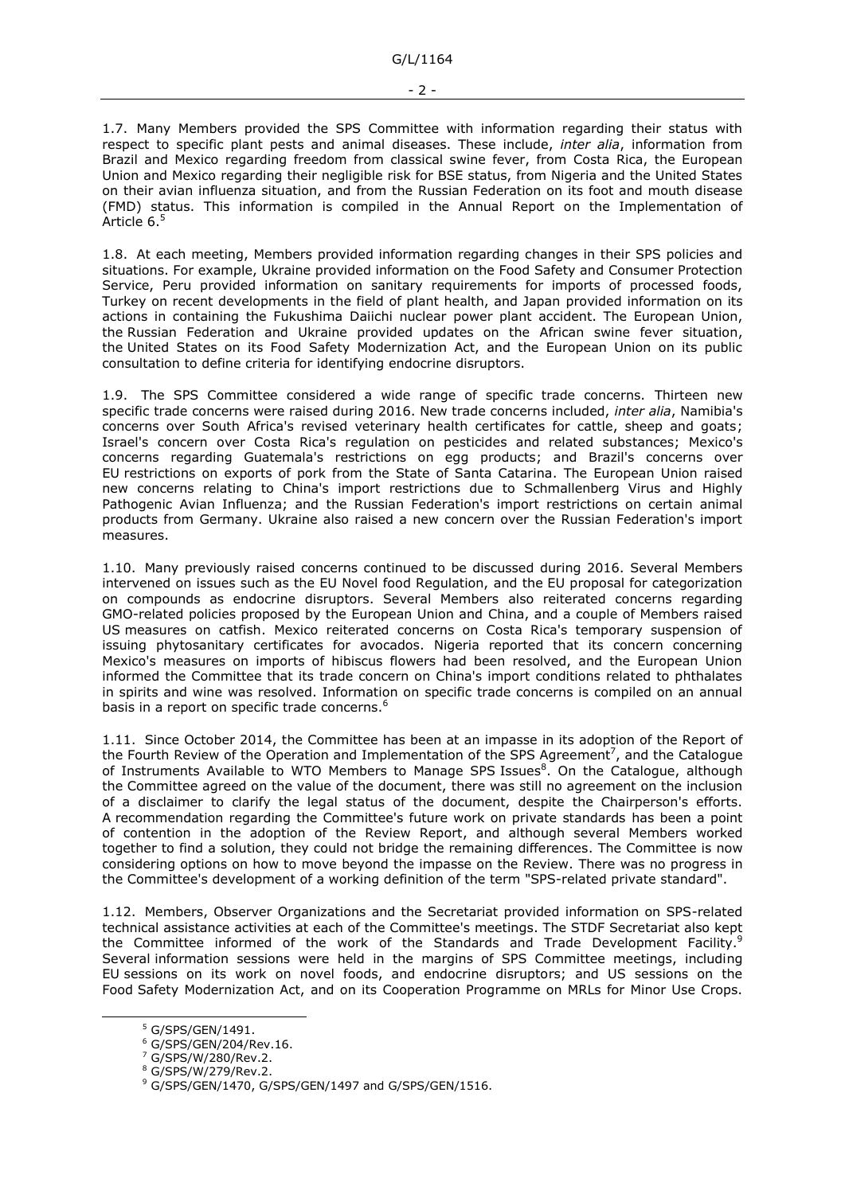1.7. Many Members provided the SPS Committee with information regarding their status with respect to specific plant pests and animal diseases. These include, *inter alia*, information from Brazil and Mexico regarding freedom from classical swine fever, from Costa Rica, the European Union and Mexico regarding their negligible risk for BSE status, from Nigeria and the United States on their avian influenza situation, and from the Russian Federation on its foot and mouth disease (FMD) status. This information is compiled in the Annual Report on the Implementation of Article 6.[5]

1.8. At each meeting, Members provided information regarding changes in their SPS policies and situations. For example, Ukraine provided information on the Food Safety and Consumer Protection Service, Peru provided information on sanitary requirements for imports of processed foods, Turkey on recent developments in the field of plant health, and Japan provided information on its actions in containing the Fukushima Daiichi nuclear power plant accident. The European Union, the Russian Federation and Ukraine provided updates on the African swine fever situation, the United States on its Food Safety Modernization Act, and the European Union on its public consultation to define criteria for identifying endocrine disruptors.

1.9. The SPS Committee considered a wide range of specific trade concerns. Thirteen new specific trade concerns were raised during 2016. New trade concerns included, *inter alia*, Namibia's concerns over South Africa's revised veterinary health certificates for cattle, sheep and goats; Israel's concern over Costa Rica's regulation on pesticides and related substances; Mexico's concerns regarding Guatemala's restrictions on egg products; and Brazil's concerns over EU restrictions on exports of pork from the State of Santa Catarina. The European Union raised new concerns relating to China's import restrictions due to Schmallenberg Virus and Highly Pathogenic Avian Influenza; and the Russian Federation's import restrictions on certain animal products from Germany. Ukraine also raised a new concern over the Russian Federation's import measures.

1.10. Many previously raised concerns continued to be discussed during 2016. Several Members intervened on issues such as the EU Novel food Regulation, and the EU proposal for categorization on compounds as endocrine disruptors. Several Members also reiterated concerns regarding GMO-related policies proposed by the European Union and China, and a couple of Members raised US measures on catfish. Mexico reiterated concerns on Costa Rica's temporary suspension of issuing phytosanitary certificates for avocados. Nigeria reported that its concern concerning Mexico's measures on imports of hibiscus flowers had been resolved, and the European Union informed the Committee that its trade concern on China's import conditions related to phthalates in spirits and wine was resolved. Information on specific trade concerns is compiled on an annual basis in a report on specific trade concerns.[6]

1.11. Since October 2014, the Committee has been at an impasse in its adoption of the Report of the Fourth Review of the Operation and Implementation of the SPS Agreement[7], and the Catalogue of Instruments Available to WTO Members to Manage SPS Issues[8]. On the Catalogue, although the Committee agreed on the value of the document, there was still no agreement on the inclusion of a disclaimer to clarify the legal status of the document, despite the Chairperson's efforts. A recommendation regarding the Committee's future work on private standards has been a point of contention in the adoption of the Review Report, and although several Members worked together to find a solution, they could not bridge the remaining differences. The Committee is now considering options on how to move beyond the impasse on the Review. There was no progress in the Committee's development of a working definition of the term "SPS-related private standard".

1.12. Members, Observer Organizations and the Secretariat provided information on SPS-related technical assistance activities at each of the Committee's meetings. The STDF Secretariat also kept the Committee informed of the work of the Standards and Trade Development Facility.[9] Several information sessions were held in the margins of SPS Committee meetings, including EU sessions on its work on novel foods, and endocrine disruptors; and US sessions on the Food Safety Modernization Act, and on its Cooperation Programme on MRLs for Minor Use Crops.

---

[5] G/SPS/GEN/1491.

[6] G/SPS/GEN/204/Rev.16.

[7] G/SPS/W/280/Rev.2.

[8] G/SPS/W/279/Rev.2.

[9] G/SPS/GEN/1470, G/SPS/GEN/1497 and G/SPS/GEN/1516.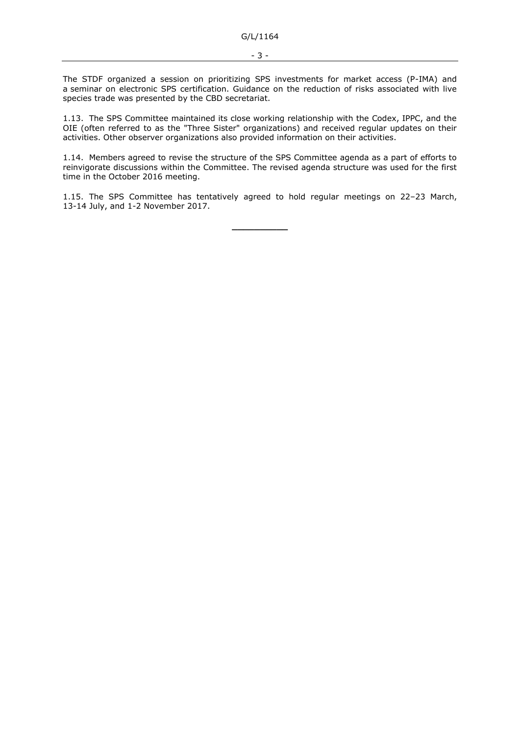The STDF organized a session on prioritizing SPS investments for market access (P-IMA) and a seminar on electronic SPS certification. Guidance on the reduction of risks associated with live species trade was presented by the CBD secretariat.

1.13. The SPS Committee maintained its close working relationship with the Codex, IPPC, and the OIE (often referred to as the "Three Sister" organizations) and received regular updates on their activities. Other observer organizations also provided information on their activities.

1.14. Members agreed to revise the structure of the SPS Committee agenda as a part of efforts to reinvigorate discussions within the Committee. The revised agenda structure was used for the first time in the October 2016 meeting.

1.15. The SPS Committee has tentatively agreed to hold regular meetings on 22–23 March, 13-14 July, and 1-2 November 2017.

__________